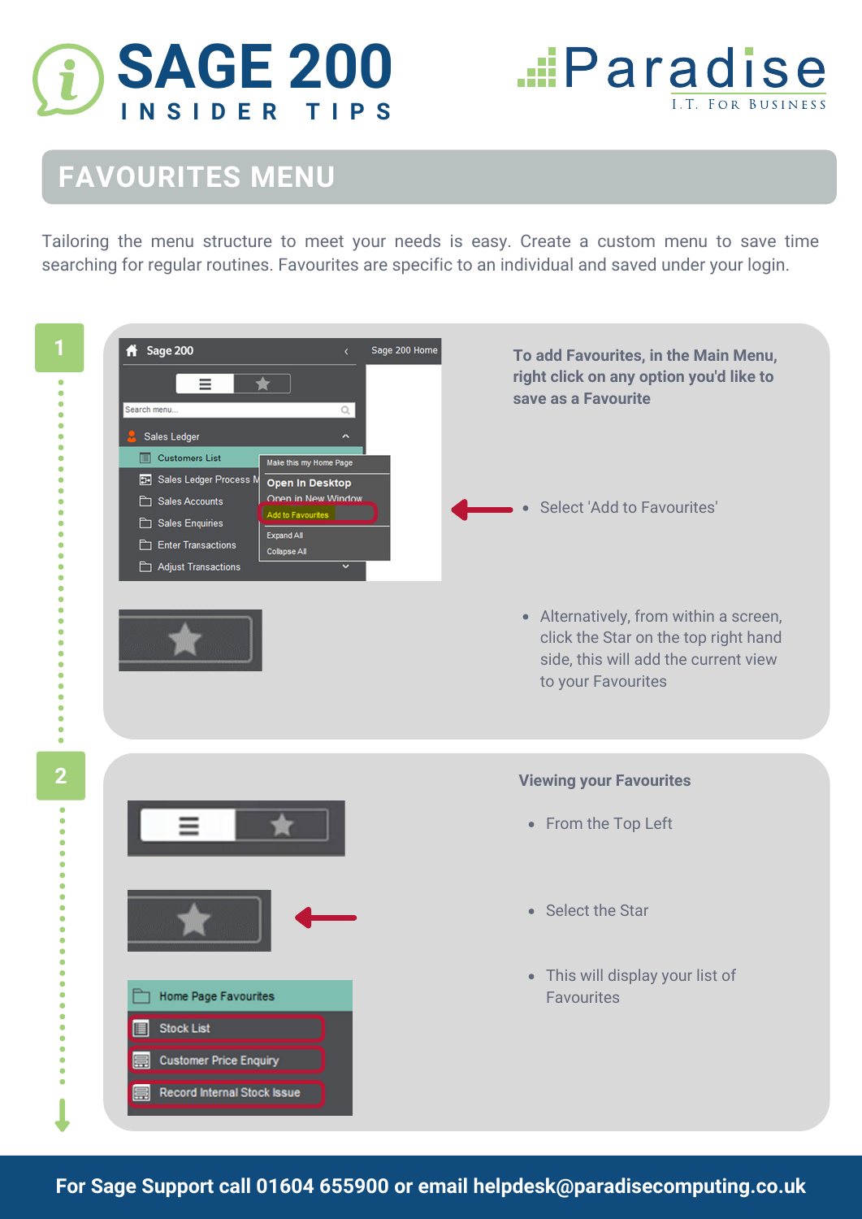# SAGE 200 INSIDER TIPS

Paradise I.T. For Business

## FAVOURITES MENU

Tailoring the menu structure to meet your needs is easy. Create a custom menu to save time searching for regular routines. Favourites are specific to an individual and saved under your login.

### 1

**To add Favourites, in the Main Menu, right click on any option you'd like to save as a Favourite**

- Select 'Add to Favourites'
- Alternatively, from within a screen, click the Star on the top right hand side, this will add the current view to your Favourites

### 2

**Viewing your Favourites**

- From the Top Left
- Select the Star
- This will display your list of Favourites

For Sage Support call 01604 655900 or email helpdesk@paradisecomputing.co.uk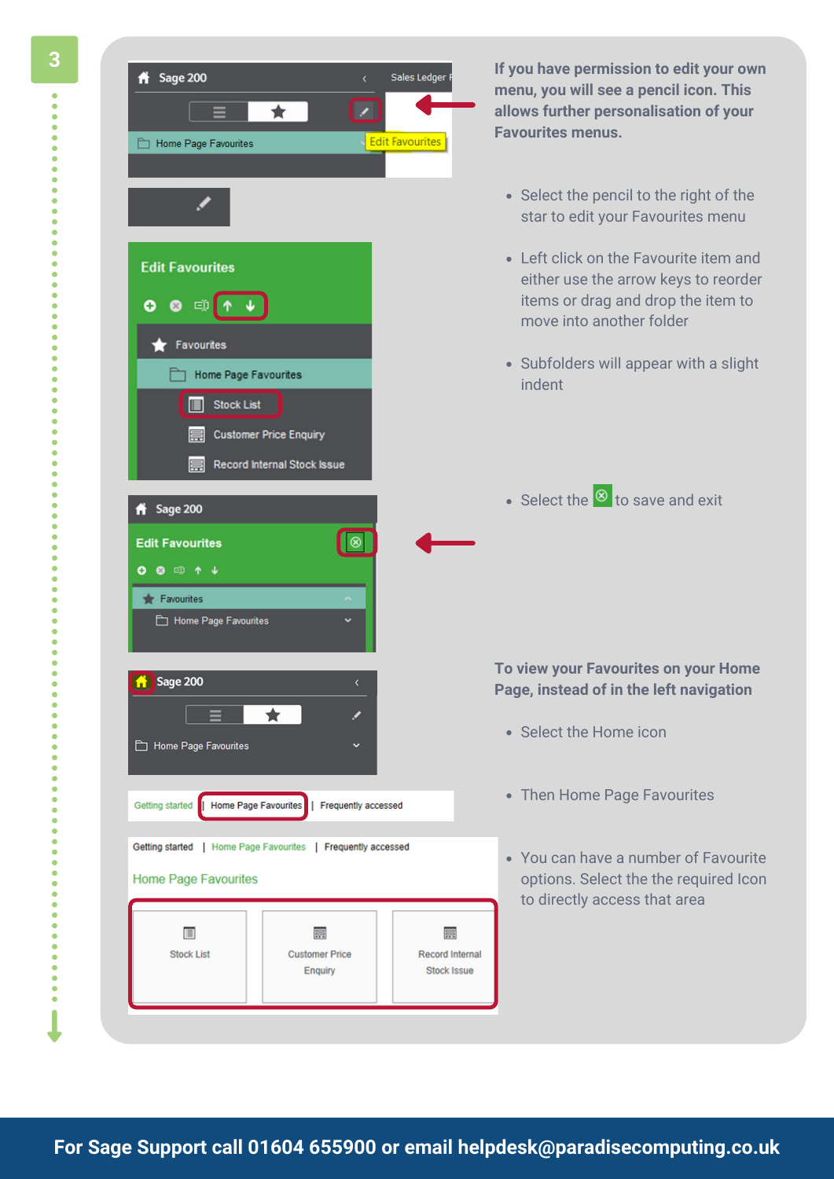3

**If you have permission to edit your own menu, you will see a pencil icon. This allows further personalisation of your Favourites menus.**

- Select the pencil to the right of the star to edit your Favourites menu
- Left click on the Favourite item and either use the arrow keys to reorder items or drag and drop the item to move into another folder
- Subfolders will appear with a slight indent
- Select the ⊗ to save and exit

**To view your Favourites on your Home Page, instead of in the left navigation**

- Select the Home icon
- Then Home Page Favourites
- You can have a number of Favourite options. Select the the required Icon to directly access that area

**For Sage Support call 01604 655900 or email helpdesk@paradisecomputing.co.uk**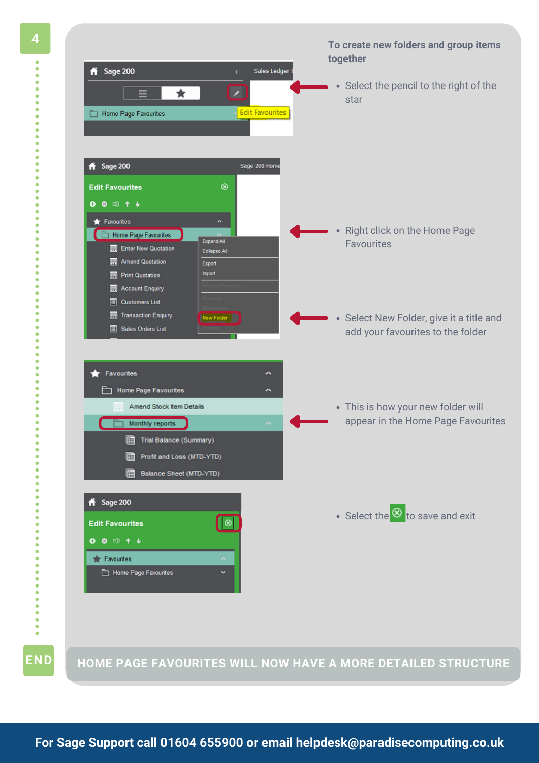4

**To create new folders and group items together**

- Select the pencil to the right of the star
- Right click on the Home Page Favourites
- Select New Folder, give it a title and add your favourites to the folder
- This is how your new folder will appear in the Home Page Favourites
- Select the ⊗ to save and exit

END

**HOME PAGE FAVOURITES WILL NOW HAVE A MORE DETAILED STRUCTURE**

**For Sage Support call 01604 655900 or email helpdesk@paradisecomputing.co.uk**